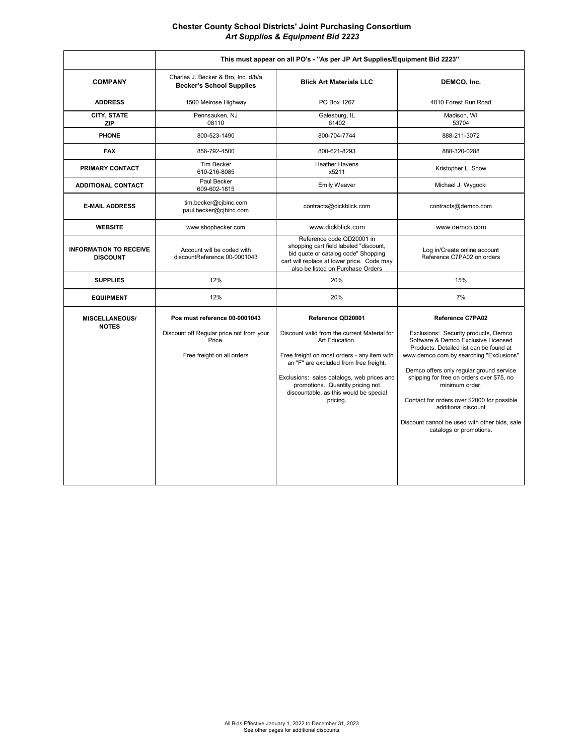# Chester County School Districts' Joint Purchasing Consortium

## *Art Supplies & Equipment Bid 2223*

| | This must appear on all PO's - "As per JP Art Supplies/Equipment Bid 2223" | | |
|---|---|---|---|
| **COMPANY** | Charles J. Becker & Bro, Inc. d/b/a **Becker's School Supplies** | **Blick Art Materials LLC** | **DEMCO, Inc.** |
| **ADDRESS** | 1500 Melrose Highway | PO Box 1267 | 4810 Forest Run Road |
| **CITY, STATE ZIP** | Pennsauken, NJ 08110 | Galesburg, IL 61402 | Madison, WI 53704 |
| **PHONE** | 800-523-1490 | 800-704-7744 | 888-211-3072 |
| **FAX** | 856-792-4500 | 800-621-8293 | 888-320-0288 |
| **PRIMARY CONTACT** | Tim Becker 610-216-8085 | Heather Havens x5211 | Kristopher L. Snow |
| **ADDITIONAL CONTACT** | Paul Becker 609-602-1815 | Emily Weaver | Michael J. Wygocki |
| **E-MAIL ADDRESS** | tim.becker@cjbinc.com paul.becker@cjbinc.com | contracts@dickblick.com | contracts@demco.com |
| **WEBSITE** | www.shopbecker.com | www.dickblick.com | www.demco.com |
| **INFORMATION TO RECEIVE DISCOUNT** | Account will be coded with discountReference 00-0001043 | Reference code QD20001 in shopping cart field labeled "discount, bid quote or catalog code" Shopping cart will replace at lower price. Code may also be listed on Purchase Orders | Log in/Create online account Reference C7PA02 on orders |
| **SUPPLIES** | 12% | 20% | 15% |
| **EQUIPMENT** | 12% | 20% | 7% |
| **MISCELLANEOUS/ NOTES** | **Pos must reference 00-0001043**<br><br>Discount off Regular price not from your Price.<br><br>Free freight on all orders | **Reference QD20001**<br><br>Discount valid from the current Material for Art Education.<br><br>Free freight on most orders - any item with an "F" are excluded from free freight.<br><br>Exclusions: sales catalogs, web prices and promotions. Quantity pricing not discountable, as this would be special pricing. | **Reference C7PA02**<br><br>Exclusions: Security products, Demco Software & Demco Exclusive Licensed Products. Detailed list can be found at www.demco.com by searching "Exclusions"<br><br>Demco offers only regular ground service shipping for free on orders over $75, no minimum order.<br><br>Contact for orders over $2000 for possible additional discount<br><br>Discount cannot be used with other bids, sale catalogs or promotions. |

All Bids Effective January 1, 2022 to December 31, 2023
See other pages for additional discounts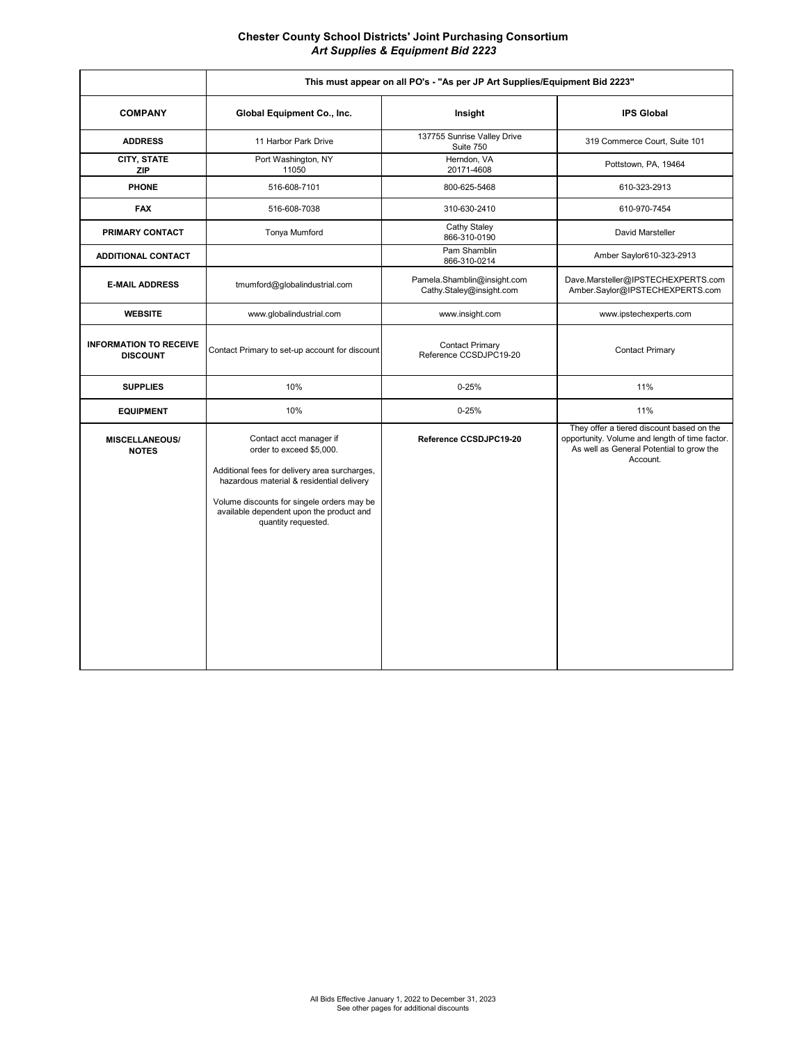# Chester County School Districts' Joint Purchasing Consortium

## *Art Supplies & Equipment Bid 2223*

| | This must appear on all PO's - "As per JP Art Supplies/Equipment Bid 2223" | | |
|---|---|---|---|
| **COMPANY** | **Global Equipment Co., Inc.** | **Insight** | **IPS Global** |
| **ADDRESS** | 11 Harbor Park Drive | 137755 Sunrise Valley Drive Suite 750 | 319 Commerce Court, Suite 101 |
| **CITY, STATE ZIP** | Port Washington, NY 11050 | Herndon, VA 20171-4608 | Pottstown, PA, 19464 |
| **PHONE** | 516-608-7101 | 800-625-5468 | 610-323-2913 |
| **FAX** | 516-608-7038 | 310-630-2410 | 610-970-7454 |
| **PRIMARY CONTACT** | Tonya Mumford | Cathy Staley 866-310-0190 | David Marsteller |
| **ADDITIONAL CONTACT** | | Pam Shamblin 866-310-0214 | Amber Saylor610-323-2913 |
| **E-MAIL ADDRESS** | tmumford@globalindustrial.com | Pamela.Shamblin@insight.com Cathy.Staley@insight.com | Dave.Marsteller@IPSTECHEXPERTS.com Amber.Saylor@IPSTECHEXPERTS.com |
| **WEBSITE** | www.globalindustrial.com | www.insight.com | www.ipstechexperts.com |
| **INFORMATION TO RECEIVE DISCOUNT** | Contact Primary to set-up account for discount | Contact Primary Reference CCSDJPC19-20 | Contact Primary |
| **SUPPLIES** | 10% | 0-25% | 11% |
| **EQUIPMENT** | 10% | 0-25% | 11% |
| **MISCELLANEOUS/ NOTES** | Contact acct manager if order to exceed $5,000.<br><br>Additional fees for delivery area surcharges, hazardous material & residential delivery<br><br>Volume discounts for singele orders may be available dependent upon the product and quantity requested. | **Reference CCSDJPC19-20** | They offer a tiered discount based on the opportunity. Volume and length of time factor. As well as General Potential to grow the Account. |

All Bids Effective January 1, 2022 to December 31, 2023
See other pages for additional discounts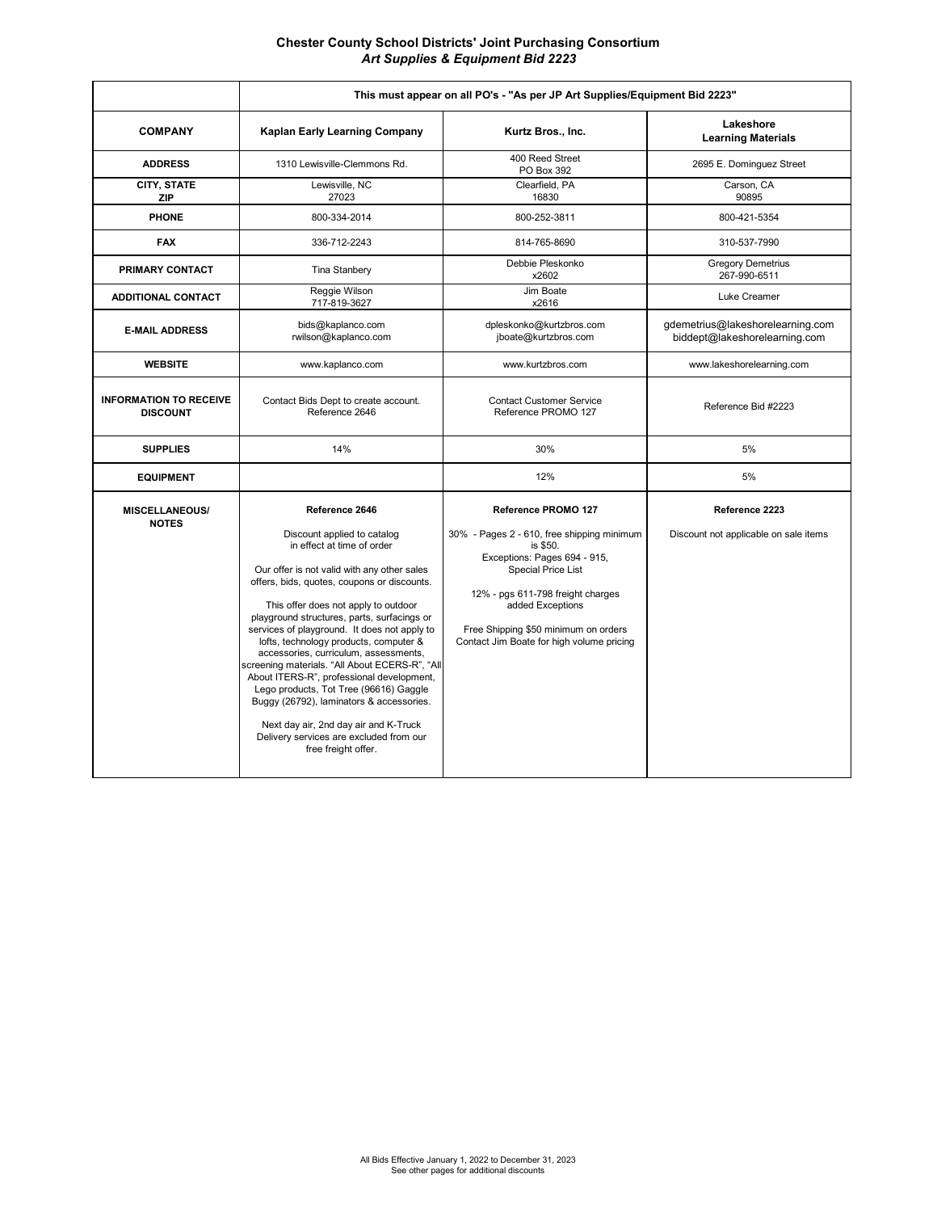# Chester County School Districts' Joint Purchasing Consortium

## *Art Supplies & Equipment Bid 2223*

| | This must appear on all PO's - "As per JP Art Supplies/Equipment Bid 2223" | | |
|---|---|---|---|
| **COMPANY** | **Kaplan Early Learning Company** | **Kurtz Bros., Inc.** | **Lakeshore Learning Materials** |
| **ADDRESS** | 1310 Lewisville-Clemmons Rd. | 400 Reed Street<br>PO Box 392 | 2695 E. Dominguez Street |
| **CITY, STATE ZIP** | Lewisville, NC<br>27023 | Clearfield, PA<br>16830 | Carson, CA<br>90895 |
| **PHONE** | 800-334-2014 | 800-252-3811 | 800-421-5354 |
| **FAX** | 336-712-2243 | 814-765-8690 | 310-537-7990 |
| **PRIMARY CONTACT** | Tina Stanbery | Debbie Pleskonko<br>x2602 | Gregory Demetrius<br>267-990-6511 |
| **ADDITIONAL CONTACT** | Reggie Wilson<br>717-819-3627 | Jim Boate<br>x2616 | Luke Creamer |
| **E-MAIL ADDRESS** | bids@kaplanco.com<br>rwilson@kaplanco.com | dpleskonko@kurtzbros.com<br>jboate@kurtzbros.com | gdemetrius@lakeshorelearning.com<br>biddept@lakeshorelearning.com |
| **WEBSITE** | www.kaplanco.com | www.kurtzbros.com | www.lakeshorelearning.com |
| **INFORMATION TO RECEIVE DISCOUNT** | Contact Bids Dept to create account.<br>Reference 2646 | Contact Customer Service<br>Reference PROMO 127 | Reference Bid #2223 |
| **SUPPLIES** | 14% | 30% | 5% |
| **EQUIPMENT** | | 12% | 5% |
| **MISCELLANEOUS/ NOTES** | **Reference 2646**<br><br>Discount applied to catalog in effect at time of order<br><br>Our offer is not valid with any other sales offers, bids, quotes, coupons or discounts.<br><br>This offer does not apply to outdoor playground structures, parts, surfacings or services of playground. It does not apply to lofts, technology products, computer & accessories, curriculum, assessments, screening materials. "All About ECERS-R", "All About ITERS-R", professional development, Lego products, Tot Tree (96616) Gaggle Buggy (26792), laminators & accessories.<br><br>Next day air, 2nd day air and K-Truck Delivery services are excluded from our free freight offer. | **Reference PROMO 127**<br><br>30% - Pages 2 - 610, free shipping minimum is $50.<br>Exceptions: Pages 694 - 915, Special Price List<br><br>12% - pgs 611-798 freight charges added Exceptions<br><br>Free Shipping $50 minimum on orders<br>Contact Jim Boate for high volume pricing | **Reference 2223**<br><br>Discount not applicable on sale items |

All Bids Effective January 1, 2022 to December 31, 2023
See other pages for additional discounts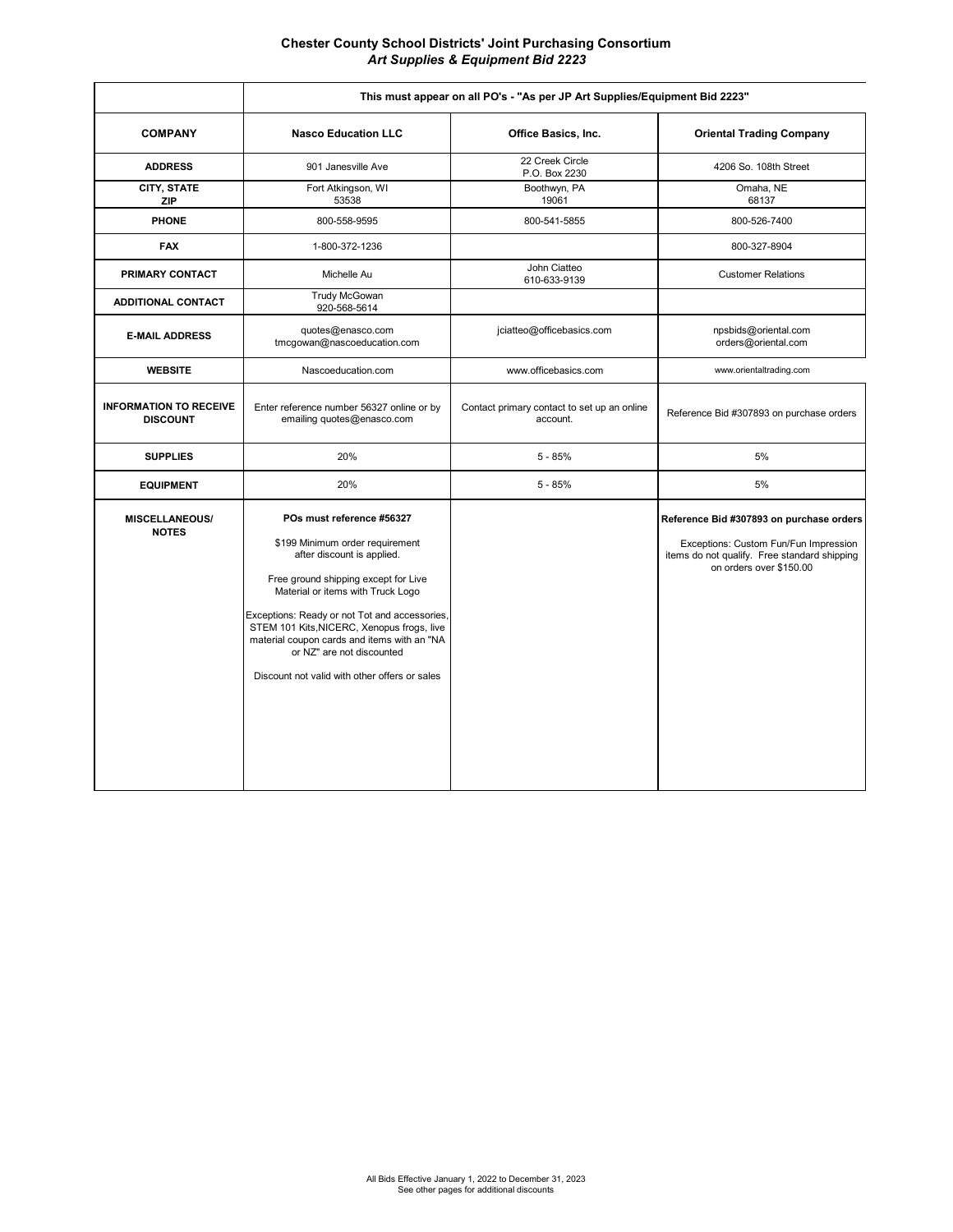# Chester County School Districts' Joint Purchasing Consortium

## *Art Supplies & Equipment Bid 2223*

| | This must appear on all PO's - "As per JP Art Supplies/Equipment Bid 2223" | | |
|---|---|---|---|
| **COMPANY** | **Nasco Education LLC** | **Office Basics, Inc.** | **Oriental Trading Company** |
| **ADDRESS** | 901 Janesville Ave | 22 Creek Circle<br>P.O. Box 2230 | 4206 So. 108th Street |
| **CITY, STATE ZIP** | Fort Atkingson, WI<br>53538 | Boothwyn, PA<br>19061 | Omaha, NE<br>68137 |
| **PHONE** | 800-558-9595 | 800-541-5855 | 800-526-7400 |
| **FAX** | 1-800-372-1236 | | 800-327-8904 |
| **PRIMARY CONTACT** | Michelle Au | John Ciatteo<br>610-633-9139 | Customer Relations |
| **ADDITIONAL CONTACT** | Trudy McGowan<br>920-568-5614 | | |
| **E-MAIL ADDRESS** | quotes@enasco.com<br>tmcgowan@nascoeducation.com | jciatteo@officebasics.com | npsbids@oriental.com<br>orders@oriental.com |
| **WEBSITE** | Nascoeducation.com | www.officebasics.com | www.orientaltrading.com |
| **INFORMATION TO RECEIVE DISCOUNT** | Enter reference number 56327 online or by emailing quotes@enasco.com | Contact primary contact to set up an online account. | Reference Bid #307893 on purchase orders |
| **SUPPLIES** | 20% | 5 - 85% | 5% |
| **EQUIPMENT** | 20% | 5 - 85% | 5% |
| **MISCELLANEOUS/ NOTES** | **POs must reference #56327**<br><br>$199 Minimum order requirement after discount is applied.<br><br>Free ground shipping except for Live Material or items with Truck Logo<br><br>Exceptions: Ready or not Tot and accessories, STEM 101 Kits, NICERC, Xenopus frogs, live material coupon cards and items with an "NA or NZ" are not discounted<br><br>Discount not valid with other offers or sales | | **Reference Bid #307893 on purchase orders**<br><br>Exceptions: Custom Fun/Fun Impression items do not qualify. Free standard shipping on orders over $150.00 |

All Bids Effective January 1, 2022 to December 31, 2023
See other pages for additional discounts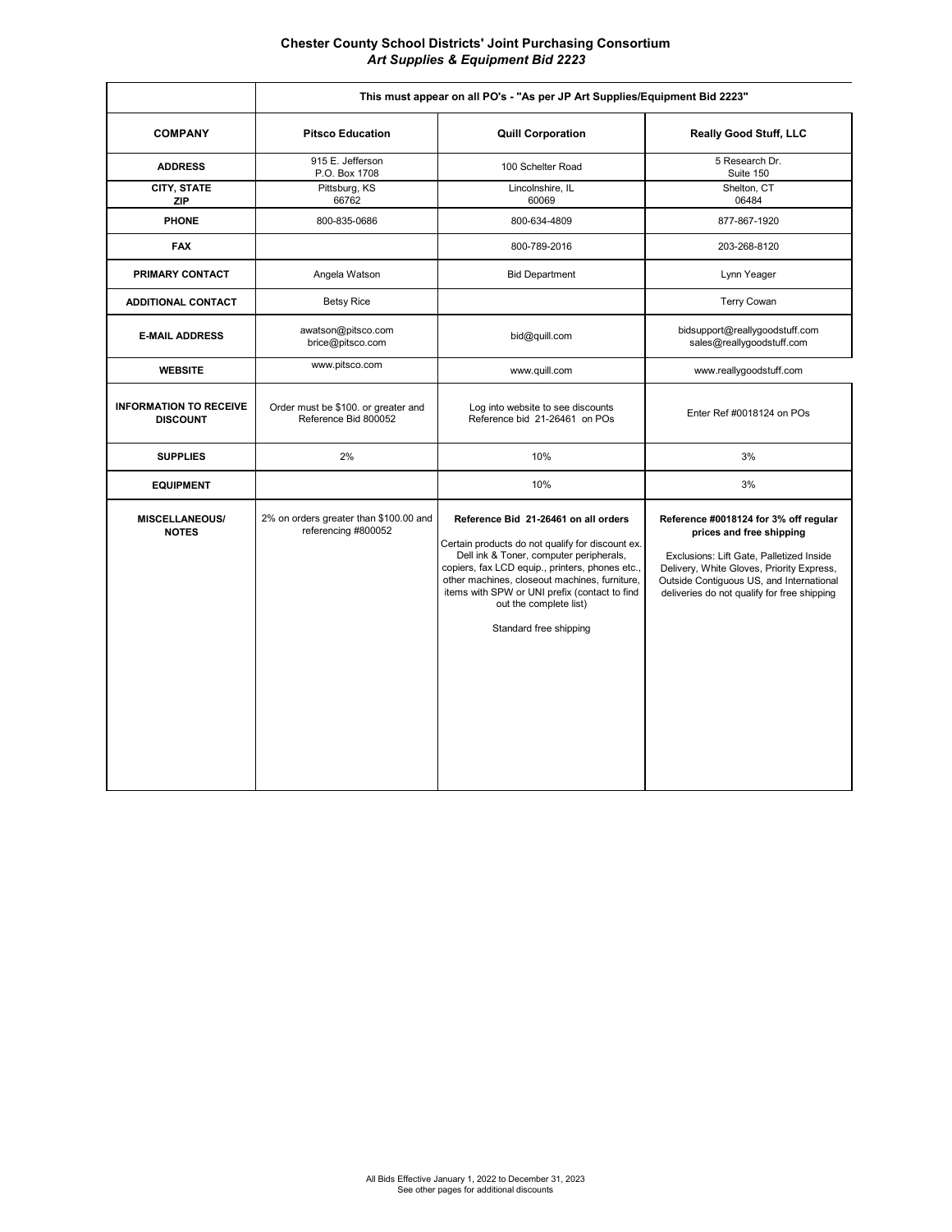**Chester County School Districts' Joint Purchasing Consortium**
***Art Supplies & Equipment Bid 2223***

| | This must appear on all PO's - "As per JP Art Supplies/Equipment Bid 2223" | | |
|---|---|---|---|
| **COMPANY** | **Pitsco Education** | **Quill Corporation** | **Really Good Stuff, LLC** |
| **ADDRESS** | 915 E. Jefferson<br>P.O. Box 1708 | 100 Schelter Road | 5 Research Dr.<br>Suite 150 |
| **CITY, STATE ZIP** | Pittsburg, KS<br>66762 | Lincolnshire, IL<br>60069 | Shelton, CT<br>06484 |
| **PHONE** | 800-835-0686 | 800-634-4809 | 877-867-1920 |
| **FAX** | | 800-789-2016 | 203-268-8120 |
| **PRIMARY CONTACT** | Angela Watson | Bid Department | Lynn Yeager |
| **ADDITIONAL CONTACT** | Betsy Rice | | Terry Cowan |
| **E-MAIL ADDRESS** | awatson@pitsco.com<br>brice@pitsco.com | bid@quill.com | bidsupport@reallygoodstuff.com<br>sales@reallygoodstuff.com |
| **WEBSITE** | www.pitsco.com | www.quill.com | www.reallygoodstuff.com |
| **INFORMATION TO RECEIVE DISCOUNT** | Order must be $100. or greater and Reference Bid 800052 | Log into website to see discounts Reference bid 21-26461 on POs | Enter Ref #0018124 on POs |
| **SUPPLIES** | 2% | 10% | 3% |
| **EQUIPMENT** | | 10% | 3% |
| **MISCELLANEOUS/ NOTES** | 2% on orders greater than $100.00 and referencing #800052 | **Reference Bid 21-26461 on all orders**<br><br>Certain products do not qualify for discount ex. Dell ink & Toner, computer peripherals, copiers, fax LCD equip., printers, phones etc., other machines, closeout machines, furniture, items with SPW or UNI prefix (contact to find out the complete list)<br><br>Standard free shipping | **Reference #0018124 for 3% off regular prices and free shipping**<br><br>Exclusions: Lift Gate, Palletized Inside Delivery, White Gloves, Priority Express, Outside Contiguous US, and International deliveries do not qualify for free shipping |

All Bids Effective January 1, 2022 to December 31, 2023
See other pages for additional discounts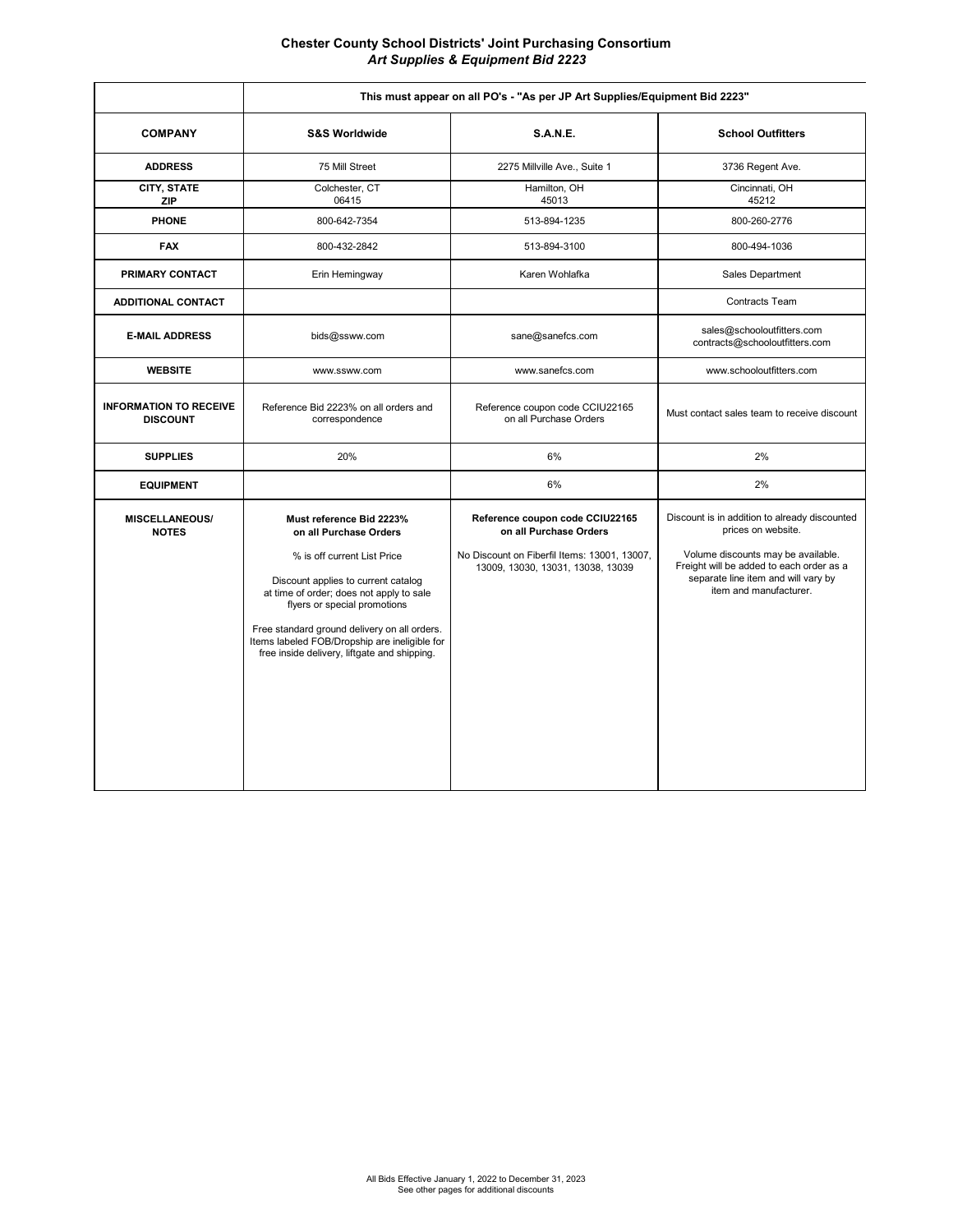**Chester County School Districts' Joint Purchasing Consortium**
***Art Supplies & Equipment Bid 2223***

| | This must appear on all PO's - "As per JP Art Supplies/Equipment Bid 2223" | | |
|---|---|---|---|
| **COMPANY** | **S&S Worldwide** | **S.A.N.E.** | **School Outfitters** |
| **ADDRESS** | 75 Mill Street | 2275 Millville Ave., Suite 1 | 3736 Regent Ave. |
| **CITY, STATE ZIP** | Colchester, CT 06415 | Hamilton, OH 45013 | Cincinnati, OH 45212 |
| **PHONE** | 800-642-7354 | 513-894-1235 | 800-260-2776 |
| **FAX** | 800-432-2842 | 513-894-3100 | 800-494-1036 |
| **PRIMARY CONTACT** | Erin Hemingway | Karen Wohlafka | Sales Department |
| **ADDITIONAL CONTACT** | | | Contracts Team |
| **E-MAIL ADDRESS** | bids@ssww.com | sane@sanefcs.com | sales@schooloutfitters.com contracts@schooloutfitters.com |
| **WEBSITE** | www.ssww.com | www.sanefcs.com | www.schooloutfitters.com |
| **INFORMATION TO RECEIVE DISCOUNT** | Reference Bid 2223% on all orders and correspondence | Reference coupon code CCIU22165 on all Purchase Orders | Must contact sales team to receive discount |
| **SUPPLIES** | 20% | 6% | 2% |
| **EQUIPMENT** | | 6% | 2% |
| **MISCELLANEOUS/ NOTES** | **Must reference Bid 2223% on all Purchase Orders**<br><br>% is off current List Price<br><br>Discount applies to current catalog at time of order; does not apply to sale flyers or special promotions<br><br>Free standard ground delivery on all orders. Items labeled FOB/Dropship are ineligible for free inside delivery, liftgate and shipping. | **Reference coupon code CCIU22165 on all Purchase Orders**<br><br>No Discount on Fiberfil Items: 13001, 13007, 13009, 13030, 13031, 13038, 13039 | Discount is in addition to already discounted prices on website.<br><br>Volume discounts may be available. Freight will be added to each order as a separate line item and will vary by item and manufacturer. |

All Bids Effective January 1, 2022 to December 31, 2023
See other pages for additional discounts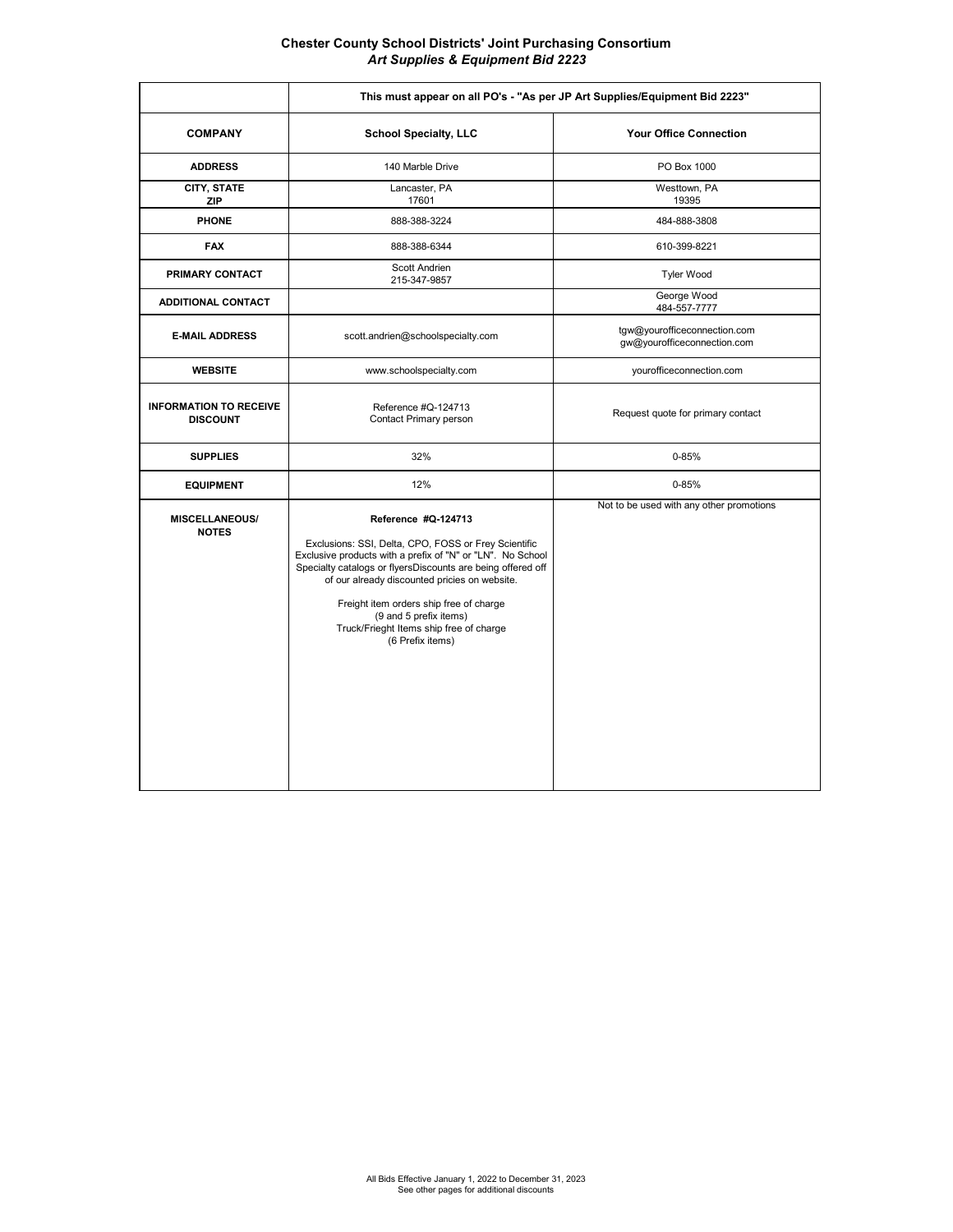# Chester County School Districts' Joint Purchasing Consortium

***Art Supplies & Equipment Bid 2223***

| | This must appear on all PO's - "As per JP Art Supplies/Equipment Bid 2223" | |
|---|---|---|
| **COMPANY** | **School Specialty, LLC** | **Your Office Connection** |
| **ADDRESS** | 140 Marble Drive | PO Box 1000 |
| **CITY, STATE ZIP** | Lancaster, PA 17601 | Westtown, PA 19395 |
| **PHONE** | 888-388-3224 | 484-888-3808 |
| **FAX** | 888-388-6344 | 610-399-8221 |
| **PRIMARY CONTACT** | Scott Andrien 215-347-9857 | Tyler Wood |
| **ADDITIONAL CONTACT** | | George Wood 484-557-7777 |
| **E-MAIL ADDRESS** | scott.andrien@schoolspecialty.com | tgw@yourofficeconnection.com gw@yourofficeconnection.com |
| **WEBSITE** | www.schoolspecialty.com | yourofficeconnection.com |
| **INFORMATION TO RECEIVE DISCOUNT** | Reference #Q-124713 Contact Primary person | Request quote for primary contact |
| **SUPPLIES** | 32% | 0-85% |
| **EQUIPMENT** | 12% | 0-85% |
| **MISCELLANEOUS/ NOTES** | **Reference #Q-124713** Exclusions: SSI, Delta, CPO, FOSS or Frey Scientific Exclusive products with a prefix of "N" or "LN". No School Specialty catalogs or flyersDiscounts are being offered off of our already discounted pricies on website. Freight item orders ship free of charge (9 and 5 prefix items) Truck/Frieght Items ship free of charge (6 Prefix items) | Not to be used with any other promotions |

All Bids Effective January 1, 2022 to December 31, 2023
See other pages for additional discounts